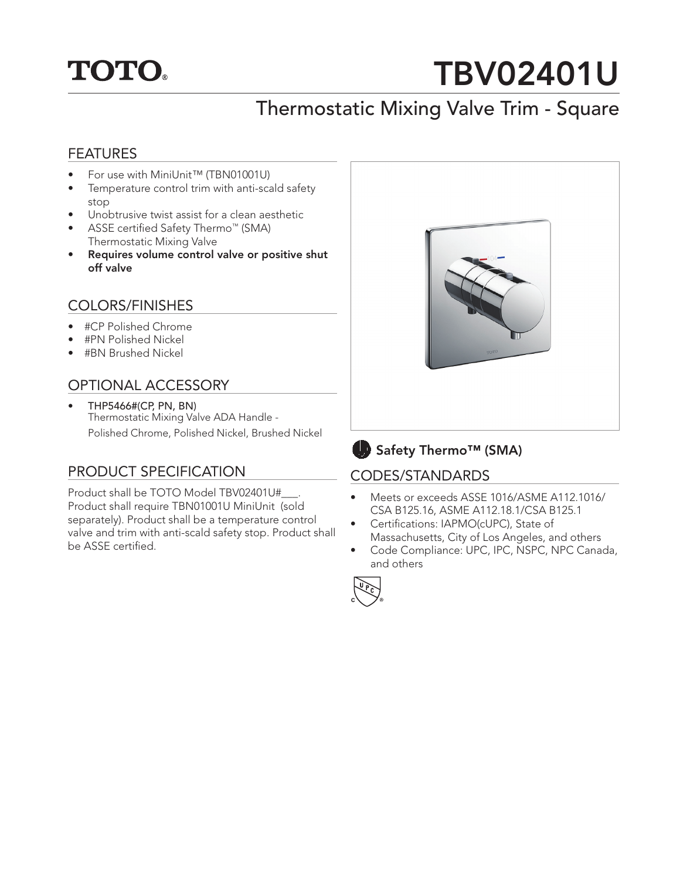# TOTO

# TBV02401U

## Thermostatic Mixing Valve Trim - Square

### FEATURES

- For use with MiniUnit™ (TBN01001U)
- Temperature control trim with anti-scald safety stop
- Unobtrusive twist assist for a clean aesthetic
- ASSE certified Safety Thermo™ (SMA) Thermostatic Mixing Valve
- **Requires volume control valve or positive shut off valve**

### COLORS/FINISHES

- #CP Polished Chrome
- #PN Polished Nickel
- #BN Brushed Nickel

### OPTIONAL ACCESSORY

- THP5466#(CP, PN, BN)
  Thermostatic Mixing Valve ADA Handle - Polished Chrome, Polished Nickel, Brushed Nickel

### PRODUCT SPECIFICATION

Product shall be TOTO Model TBV02401U#___. Product shall require TBN01001U MiniUnit (sold separately). Product shall be a temperature control valve and trim with anti-scald safety stop. Product shall be ASSE certified.

**Safety Thermo™ (SMA)**

### CODES/STANDARDS

- Meets or exceeds ASSE 1016/ASME A112.1016/ CSA B125.16, ASME A112.18.1/CSA B125.1
- Certifications: IAPMO(cUPC), State of Massachusetts, City of Los Angeles, and others
- Code Compliance: UPC, IPC, NSPC, NPC Canada, and others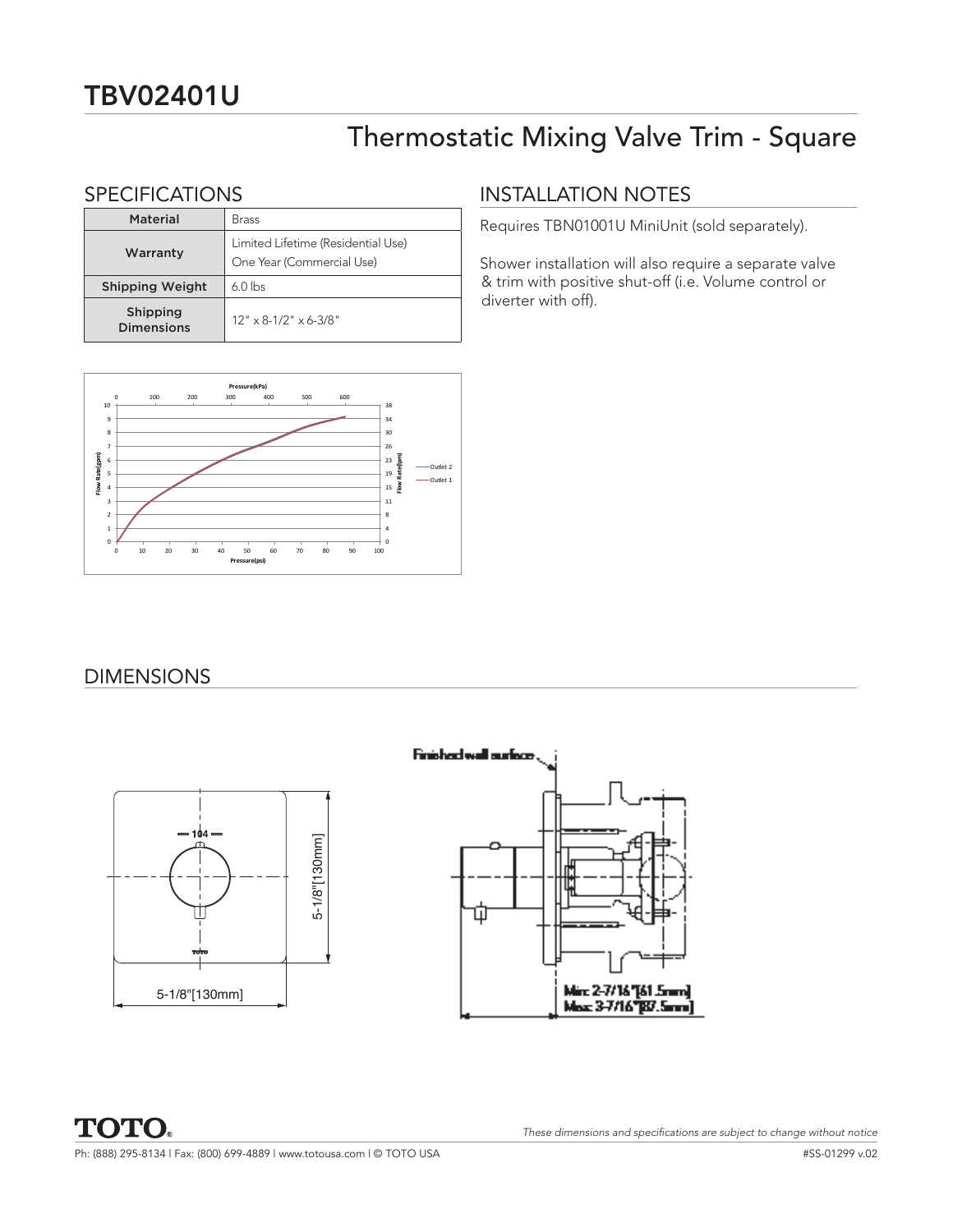# TBV02401U

## Thermostatic Mixing Valve Trim - Square

### SPECIFICATIONS

| | |
|---|---|
| Material | Brass |
| Warranty | Limited Lifetime (Residential Use)<br>One Year (Commercial Use) |
| Shipping Weight | 6.0 lbs |
| Shipping Dimensions | 12" x 8-1/2" x 6-3/8" |

Pressure(kPa)
0 100 200 300 400 500 600
Flow Rate(gpm)
0 1 2 3 4 5 6 7 8 9 10
Flow Rate(lpm)
0 4 8 11 15 19 23 26 30 34 38
0 10 20 30 40 50 60 70 80 90 100
Pressure(psi)
Outlet 2
Outlet 1

### INSTALLATION NOTES

Requires TBN01001U MiniUnit (sold separately).

Shower installation will also require a separate valve & trim with positive shut-off (i.e. Volume control or diverter with off).

### DIMENSIONS

104

TOTO

5-1/8"[130mm]

5-1/8"[130mm]

Finished wall surface

Min: 2-7/16"[61.5mm]
Max: 3-7/16"[87.5mm]

TOTO®

*These dimensions and specifications are subject to change without notice*

Ph: (888) 295-8134 | Fax: (800) 699-4889 | www.totousa.com | © TOTO USA

#SS-01299 v.02